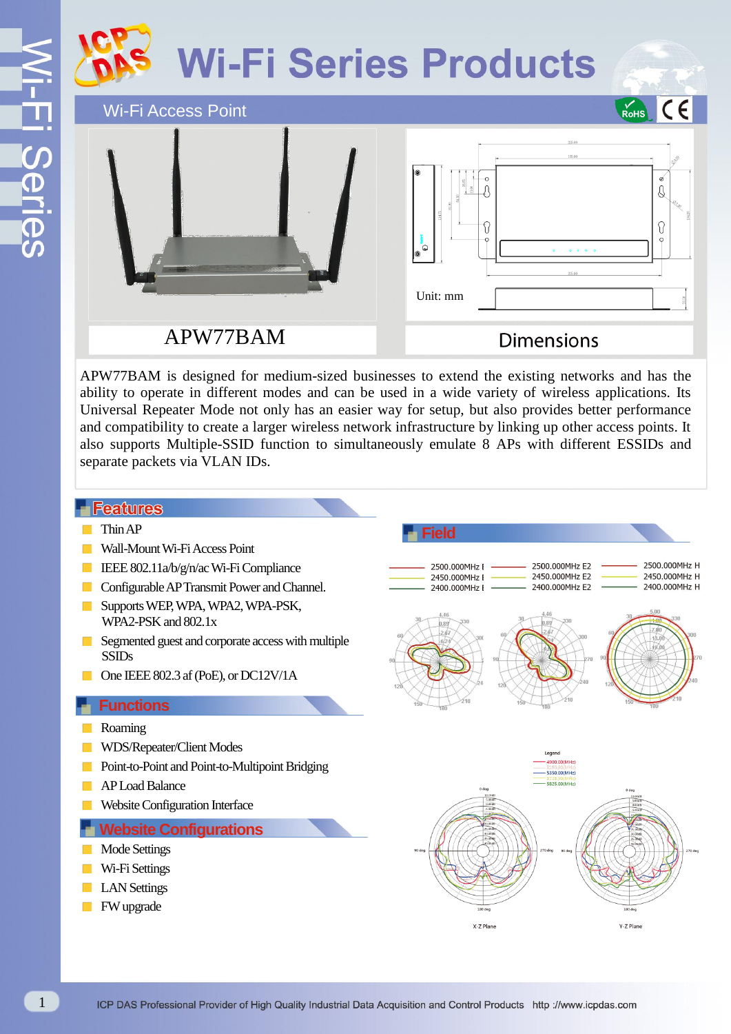# Wi-Fi Series Products

## Wi-Fi Access Point

APW77BAM

Dimensions

Unit: mm

APW77BAM is designed for medium-sized businesses to extend the existing networks and has the ability to operate in different modes and can be used in a wide variety of wireless applications. Its Universal Repeater Mode not only has an easier way for setup, but also provides better performance and compatibility to create a larger wireless network infrastructure by linking up other access points. It also supports Multiple-SSID function to simultaneously emulate 8 APs with different ESSIDs and separate packets via VLAN IDs.

## Features

- Thin AP
- Wall-Mount Wi-Fi Access Point
- IEEE 802.11a/b/g/n/ac Wi-Fi Compliance
- Configurable AP Transmit Power and Channel.
- Supports WEP, WPA, WPA2, WPA-PSK, WPA2-PSK and 802.1x
- Segmented guest and corporate access with multiple SSIDs
- One IEEE 802.3 af (PoE), or DC12V/1A

## Functions

- Roaming
- WDS/Repeater/Client Modes
- Point-to-Point and Point-to-Multipoint Bridging
- AP Load Balance
- Website Configuration Interface

## Website Configurations

- Mode Settings
- Wi-Fi Settings
- LAN Settings
- FW upgrade

## Field

X-Z Plane

Y-Z Plane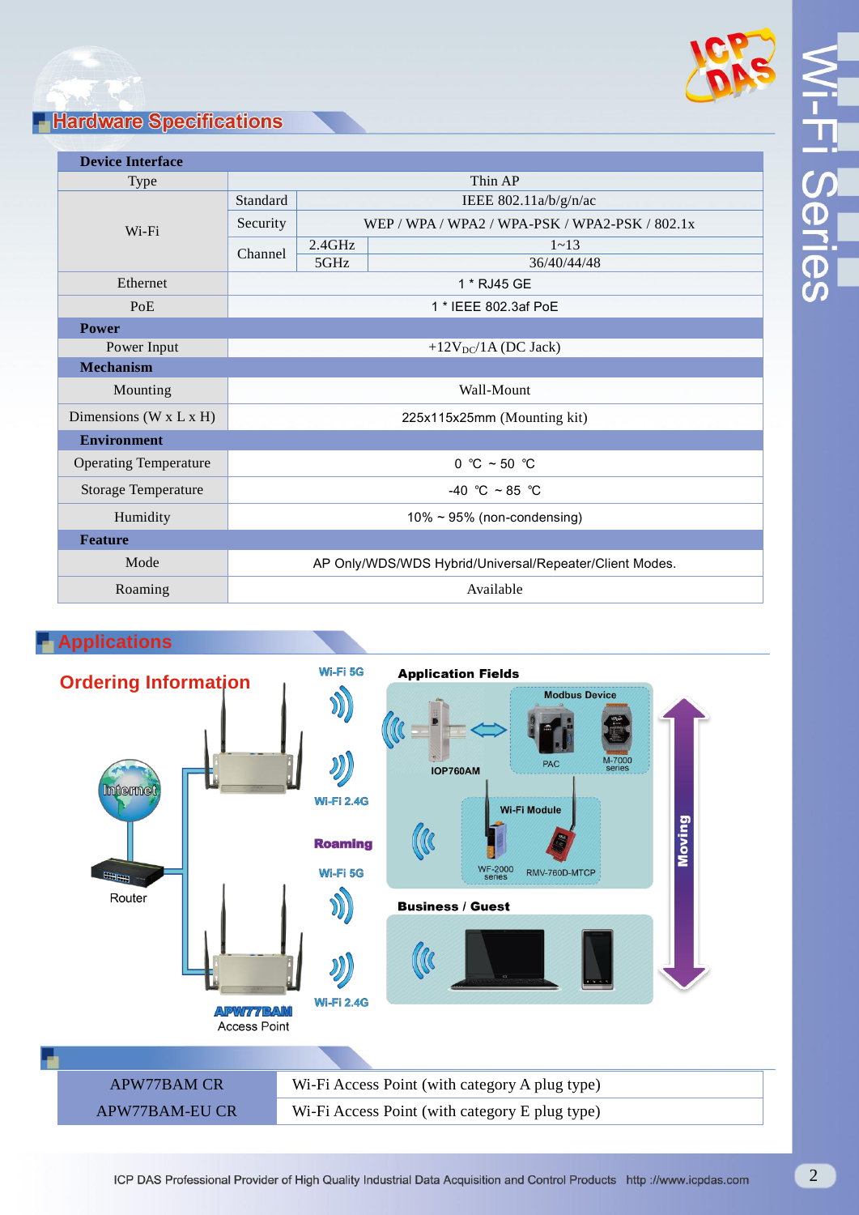## Hardware Specifications

| | | | |
|---|---|---|---|
| **Device Interface** | | | |
| Type | Thin AP | | |
| Wi-Fi | Standard | IEEE 802.11a/b/g/n/ac | |
| | Security | WEP / WPA / WPA2 / WPA-PSK / WPA2-PSK / 802.1x | |
| | Channel | 2.4GHz | 1~13 |
| | | 5GHz | 36/40/44/48 |
| Ethernet | 1 * RJ45 GE | | |
| PoE | 1 * IEEE 802.3af PoE | | |
| **Power** | | | |
| Power Input | +12$V_{DC}$/1A (DC Jack) | | |
| **Mechanism** | | | |
| Mounting | Wall-Mount | | |
| Dimensions (W x L x H) | 225x115x25mm (Mounting kit) | | |
| **Environment** | | | |
| Operating Temperature | 0 ℃ ~ 50 ℃ | | |
| Storage Temperature | -40 ℃ ~ 85 ℃ | | |
| Humidity | 10% ~ 95% (non-condensing) | | |
| **Feature** | | | |
| Mode | AP Only/WDS/WDS Hybrid/Universal/Repeater/Client Modes. | | |
| Roaming | Available | | |

## Applications

Internet

Router

APW77BAM

Access Point

Wi-Fi 5G

Wi-Fi 2.4G

Roaming

Wi-Fi 5G

Wi-Fi 2.4G

Application Fields

Modbus Device

IOP760AM

PAC

M-7000 series

Wi-Fi Module

WF-2000 series

RMV-760D-MTCP

Business / Guest

Moving

## Ordering Information

| | |
|---|---|
| APW77BAM CR | Wi-Fi Access Point (with category A plug type) |
| APW77BAM-EU CR | Wi-Fi Access Point (with category E plug type) |